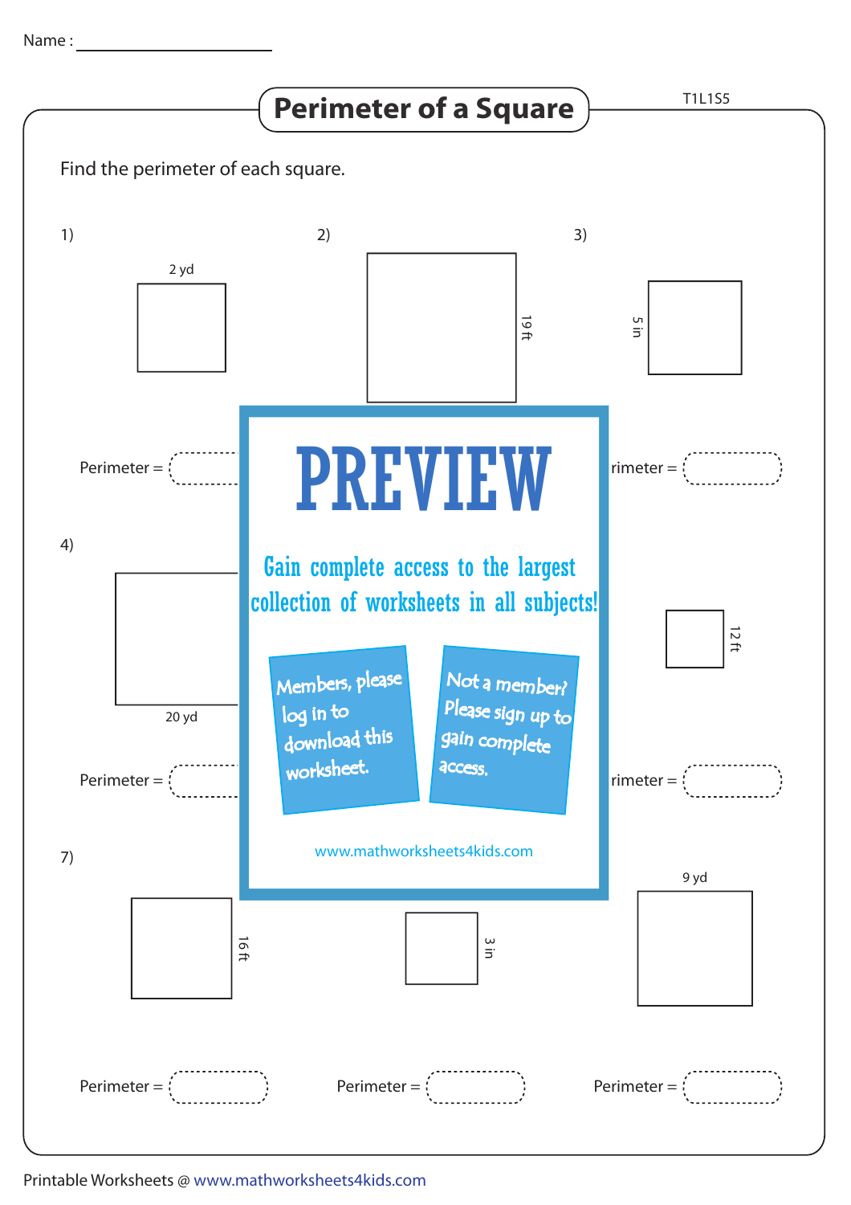Name : ____________________

# Perimeter of a Square

T1L1S5

Find the perimeter of each square.

1) 2 yd

Perimeter = 

2) 19 ft

3) 5 in

rimeter = 

4) 20 yd

Perimeter = 

12 ft

rimeter = 

**PREVIEW**

Gain complete access to the largest collection of worksheets in all subjects!

Members, please log in to download this worksheet.

Not a member? Please sign up to gain complete access.

www.mathworksheets4kids.com

7) 16 ft

Perimeter = 

3 in

Perimeter = 

9 yd

Perimeter = 

Printable Worksheets @ www.mathworksheets4kids.com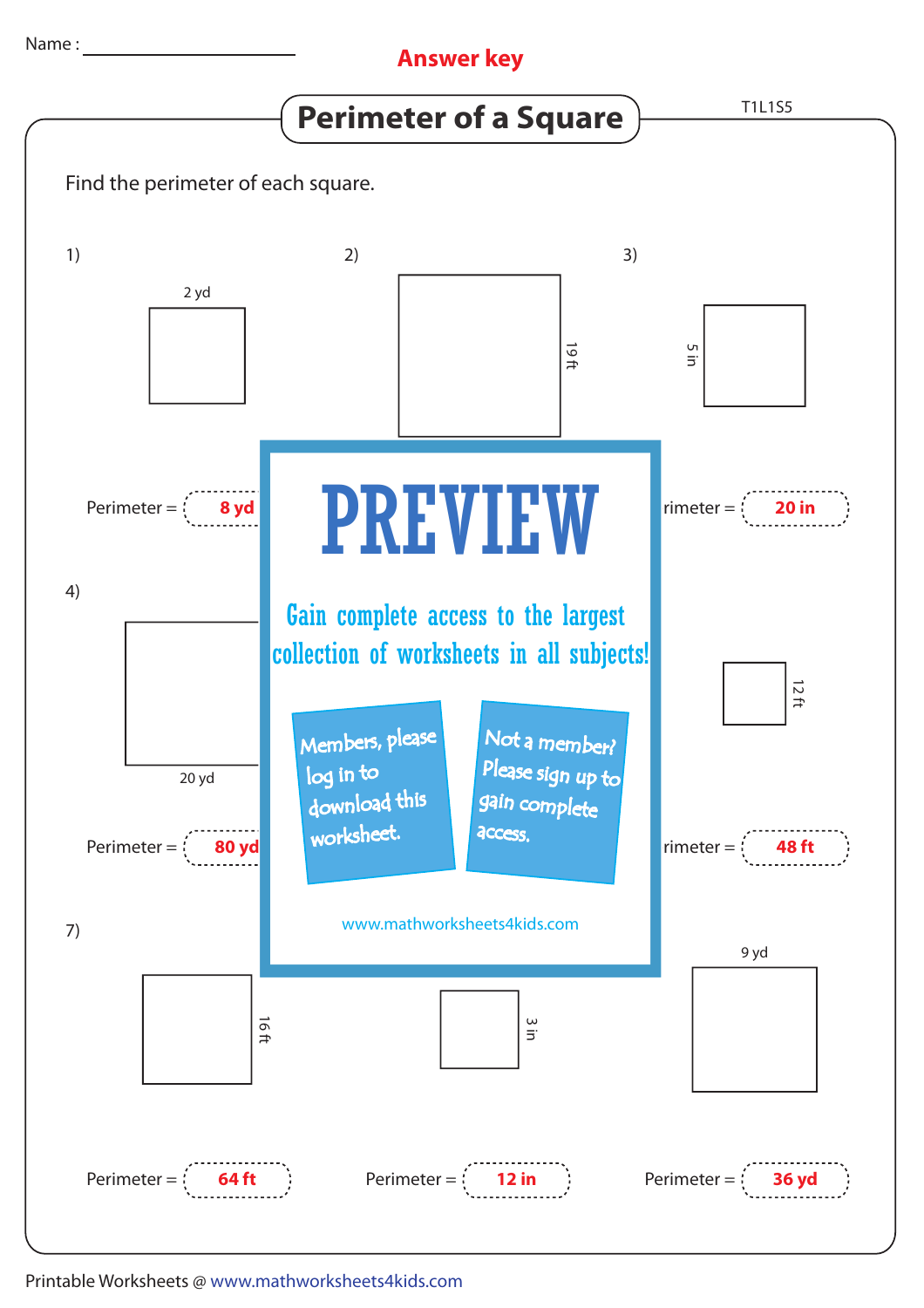Name : ____________________

**Answer key**

# Perimeter of a Square

T1L1S5

Find the perimeter of each square.

1) 2 yd

Perimeter = **8 yd**

2) 19 ft

3) 5 in

Perimeter = **20 in**

4) 20 yd

Perimeter = **80 yd**

12 ft

Perimeter = **48 ft**

PREVIEW

Gain complete access to the largest collection of worksheets in all subjects!

Members, please log in to download this worksheet.

Not a member? Please sign up to gain complete access.

www.mathworksheets4kids.com

7) 16 ft

Perimeter = **64 ft**

3 in

Perimeter = **12 in**

9 yd

Perimeter = **36 yd**

Printable Worksheets @ www.mathworksheets4kids.com